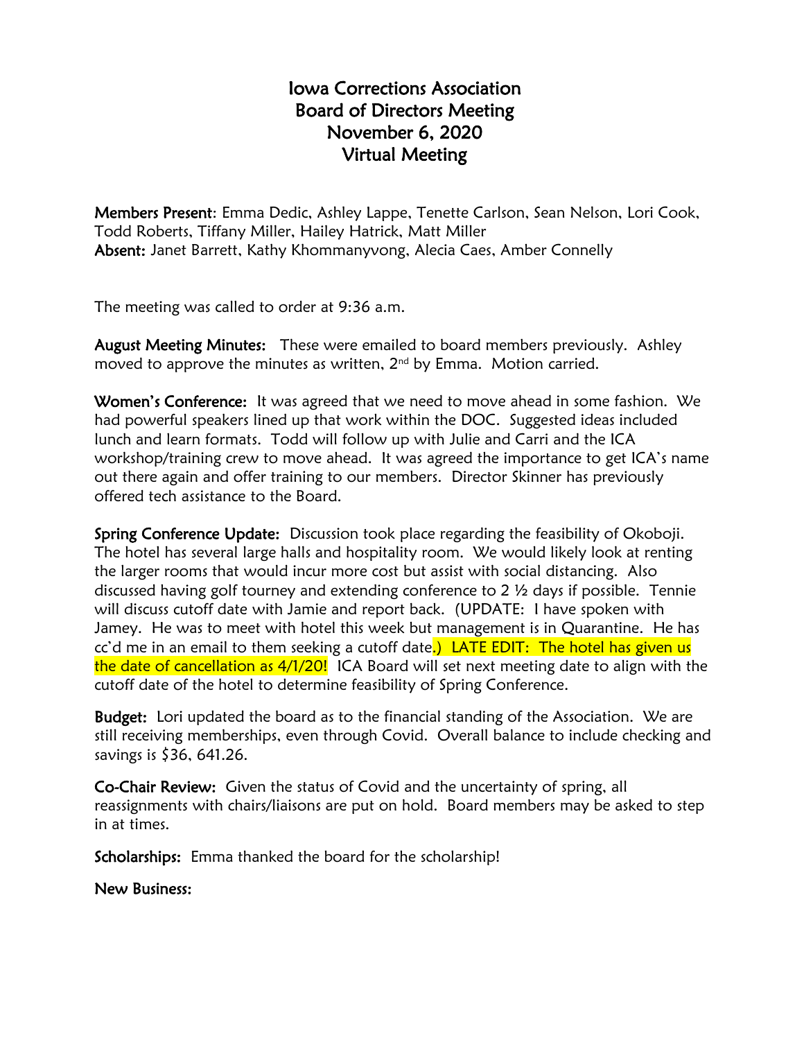# Iowa Corrections Association
# Board of Directors Meeting
# November 6, 2020
# Virtual Meeting

**Members Present**: Emma Dedic, Ashley Lappe, Tenette Carlson, Sean Nelson, Lori Cook, Todd Roberts, Tiffany Miller, Hailey Hatrick, Matt Miller
**Absent:** Janet Barrett, Kathy Khommanyvong, Alecia Caes, Amber Connelly

The meeting was called to order at 9:36 a.m.

**August Meeting Minutes:** These were emailed to board members previously. Ashley moved to approve the minutes as written, 2nd by Emma. Motion carried.

**Women's Conference:** It was agreed that we need to move ahead in some fashion. We had powerful speakers lined up that work within the DOC. Suggested ideas included lunch and learn formats. Todd will follow up with Julie and Carri and the ICA workshop/training crew to move ahead. It was agreed the importance to get ICA's name out there again and offer training to our members. Director Skinner has previously offered tech assistance to the Board.

**Spring Conference Update:** Discussion took place regarding the feasibility of Okoboji. The hotel has several large halls and hospitality room. We would likely look at renting the larger rooms that would incur more cost but assist with social distancing. Also discussed having golf tourney and extending conference to 2 ½ days if possible. Tennie will discuss cutoff date with Jamie and report back. (UPDATE: I have spoken with Jamey. He was to meet with hotel this week but management is in Quarantine. He has cc'd me in an email to them seeking a cutoff date.) LATE EDIT: The hotel has given us the date of cancellation as 4/1/20! ICA Board will set next meeting date to align with the cutoff date of the hotel to determine feasibility of Spring Conference.

**Budget:** Lori updated the board as to the financial standing of the Association. We are still receiving memberships, even through Covid. Overall balance to include checking and savings is $36, 641.26.

**Co-Chair Review:** Given the status of Covid and the uncertainty of spring, all reassignments with chairs/liaisons are put on hold. Board members may be asked to step in at times.

**Scholarships:** Emma thanked the board for the scholarship!

**New Business:**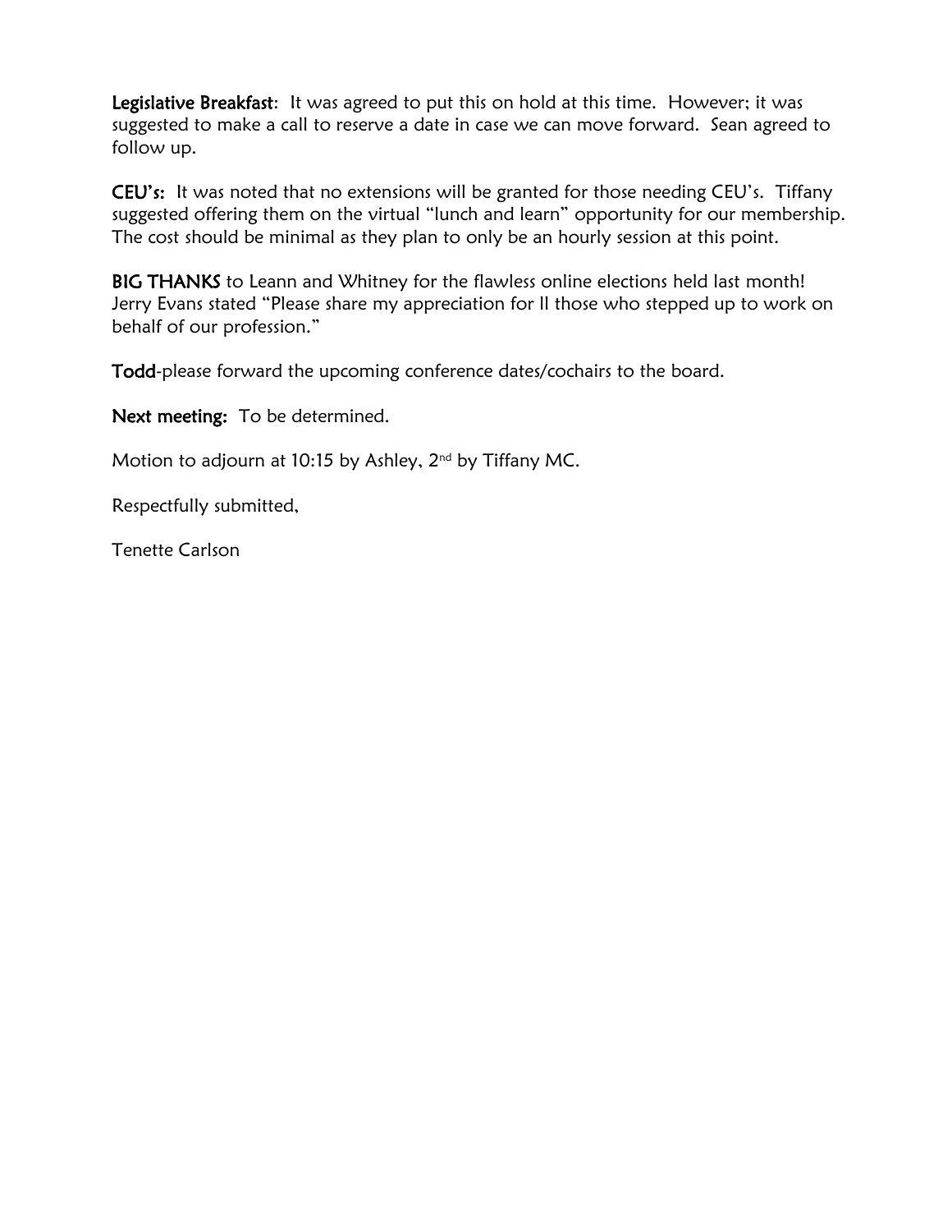**Legislative Breakfast**: It was agreed to put this on hold at this time. However; it was suggested to make a call to reserve a date in case we can move forward. Sean agreed to follow up.

**CEU's:** It was noted that no extensions will be granted for those needing CEU's. Tiffany suggested offering them on the virtual "lunch and learn" opportunity for our membership. The cost should be minimal as they plan to only be an hourly session at this point.

**BIG THANKS** to Leann and Whitney for the flawless online elections held last month! Jerry Evans stated "Please share my appreciation for ll those who stepped up to work on behalf of our profession."

**Todd**-please forward the upcoming conference dates/cochairs to the board.

**Next meeting:** To be determined.

Motion to adjourn at 10:15 by Ashley, 2nd by Tiffany MC.

Respectfully submitted,

Tenette Carlson